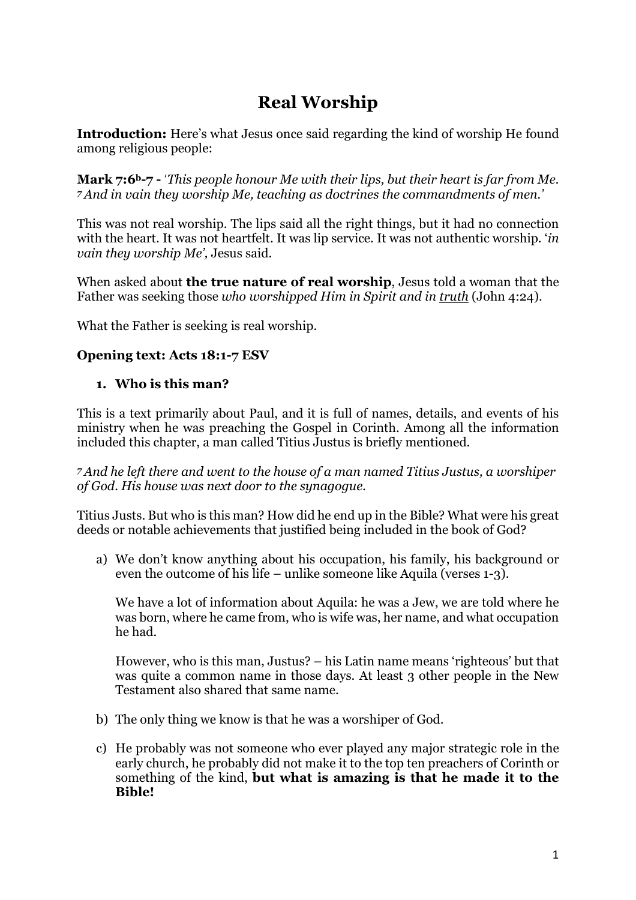# Real Worship

**Introduction:** Here's what Jesus once said regarding the kind of worship He found among religious people:

**Mark 7:6b-7 -** *'This people honour Me with their lips, but their heart is far from Me. 7 And in vain they worship Me, teaching as doctrines the commandments of men.'*

This was not real worship. The lips said all the right things, but it had no connection with the heart. It was not heartfelt. It was lip service. It was not authentic worship. '*in vain they worship Me',* Jesus said.

When asked about **the true nature of real worship**, Jesus told a woman that the Father was seeking those *who worshipped Him in Spirit and in <u>truth</u>* (John 4:24).

What the Father is seeking is real worship.

**Opening text: Acts 18:1-7 ESV**

1. **Who is this man?**

This is a text primarily about Paul, and it is full of names, details, and events of his ministry when he was preaching the Gospel in Corinth. Among all the information included this chapter, a man called Titius Justus is briefly mentioned.

*7 And he left there and went to the house of a man named Titius Justus, a worshiper of God. His house was next door to the synagogue.*

Titius Justs. But who is this man? How did he end up in the Bible? What were his great deeds or notable achievements that justified being included in the book of God?

a) We don't know anything about his occupation, his family, his background or even the outcome of his life – unlike someone like Aquila (verses 1-3).

   We have a lot of information about Aquila: he was a Jew, we are told where he was born, where he came from, who is wife was, her name, and what occupation he had.

   However, who is this man, Justus? – his Latin name means 'righteous' but that was quite a common name in those days. At least 3 other people in the New Testament also shared that same name.

b) The only thing we know is that he was a worshiper of God.

c) He probably was not someone who ever played any major strategic role in the early church, he probably did not make it to the top ten preachers of Corinth or something of the kind, **but what is amazing is that he made it to the Bible!**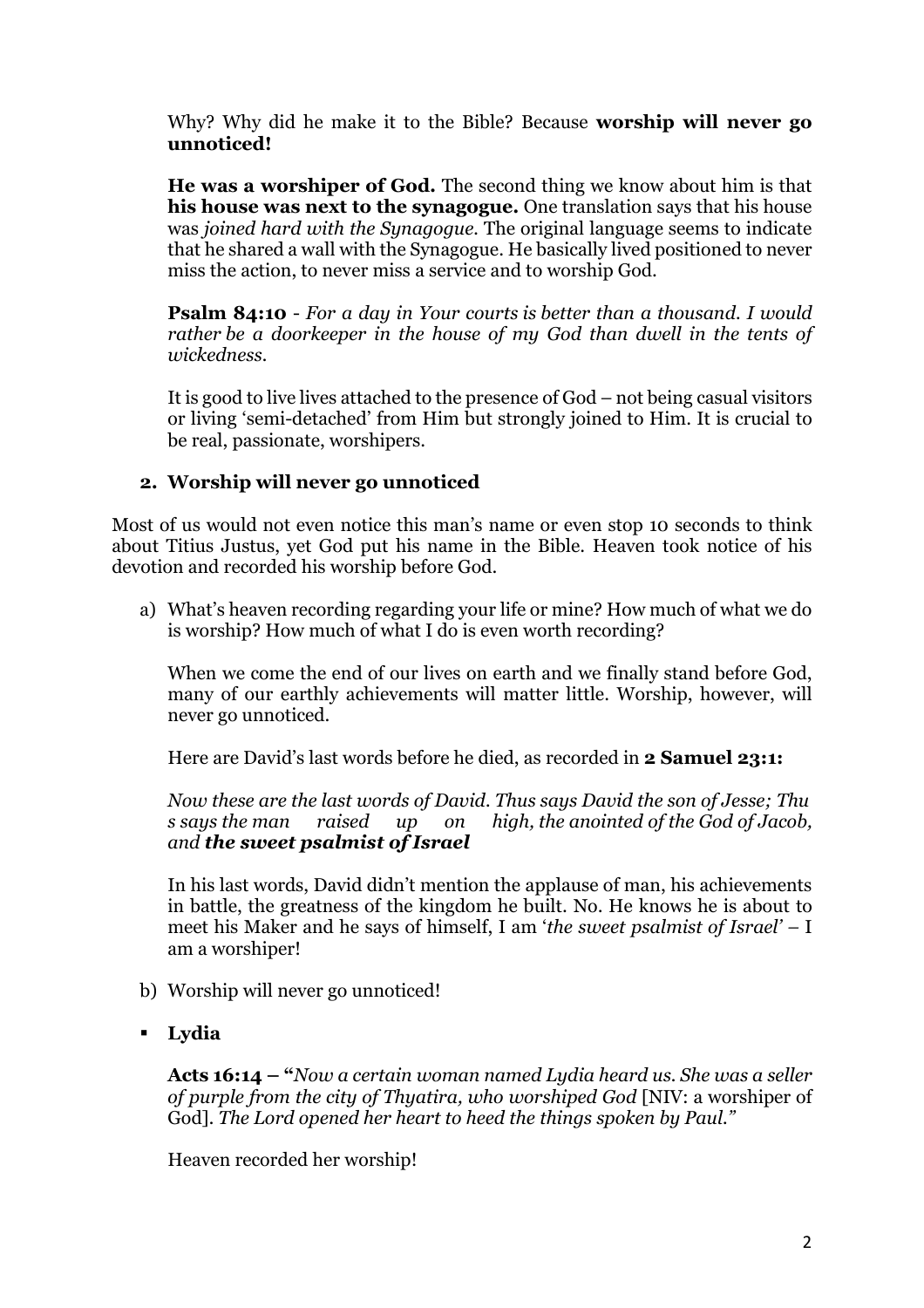Why? Why did he make it to the Bible? Because **worship will never go unnoticed!**

**He was a worshiper of God.** The second thing we know about him is that **his house was next to the synagogue.** One translation says that his house was *joined hard with the Synagogue.* The original language seems to indicate that he shared a wall with the Synagogue. He basically lived positioned to never miss the action, to never miss a service and to worship God.

**Psalm 84:10** - *For a day in Your courts is better than a thousand. I would rather be a doorkeeper in the house of my God than dwell in the tents of wickedness.*

It is good to live lives attached to the presence of God – not being casual visitors or living 'semi-detached' from Him but strongly joined to Him. It is crucial to be real, passionate, worshipers.

## 2. Worship will never go unnoticed

Most of us would not even notice this man's name or even stop 10 seconds to think about Titius Justus, yet God put his name in the Bible. Heaven took notice of his devotion and recorded his worship before God.

a) What's heaven recording regarding your life or mine? How much of what we do is worship? How much of what I do is even worth recording?

   When we come the end of our lives on earth and we finally stand before God, many of our earthly achievements will matter little. Worship, however, will never go unnoticed.

   Here are David's last words before he died, as recorded in **2 Samuel 23:1:**

   *Now these are the last words of David. Thus says David the son of Jesse; Thu s says the man raised up on high, the anointed of the God of Jacob, and* ***the sweet psalmist of Israel***

   In his last words, David didn't mention the applause of man, his achievements in battle, the greatness of the kingdom he built. No. He knows he is about to meet his Maker and he says of himself, I am '*the sweet psalmist of Israel*' – I am a worshiper!

b) Worship will never go unnoticed!

- **Lydia**

  **Acts 16:14 – "***Now a certain woman named Lydia heard us. She was a seller of purple from the city of Thyatira, who worshiped God* [NIV: a worshiper of God]. *The Lord opened her heart to heed the things spoken by Paul."*

  Heaven recorded her worship!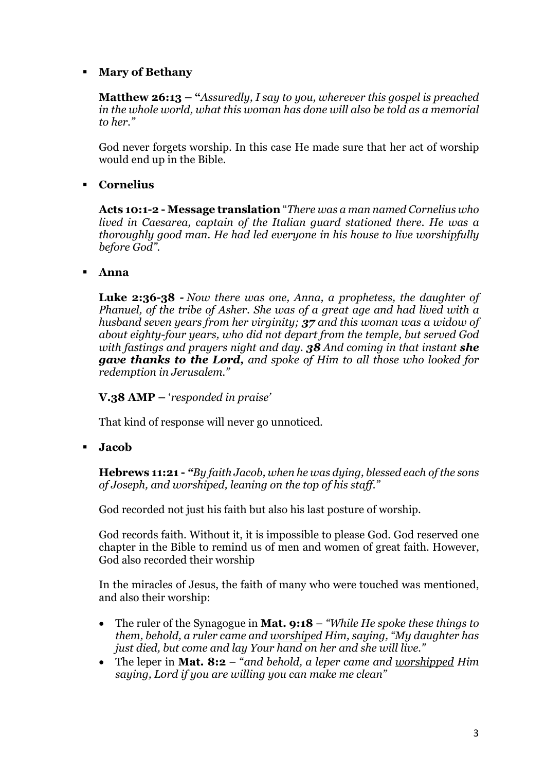- **Mary of Bethany**

  **Matthew 26:13 – "***Assuredly, I say to you, wherever this gospel is preached in the whole world, what this woman has done will also be told as a memorial to her."*

  God never forgets worship. In this case He made sure that her act of worship would end up in the Bible.

- **Cornelius**

  **Acts 10:1-2 - Message translation** "*There was a man named Cornelius who lived in Caesarea, captain of the Italian guard stationed there. He was a thoroughly good man. He had led everyone in his house to live worshipfully before God".*

- **Anna**

  **Luke 2:36-38 -** *Now there was one, Anna, a prophetess, the daughter of Phanuel, of the tribe of Asher. She was of a great age and had lived with a husband seven years from her virginity;* ***37*** *and this woman was a widow of about eighty-four years, who did not depart from the temple, but served God with fastings and prayers night and day.* ***38*** *And coming in that instant* ***she gave thanks to the Lord,*** *and spoke of Him to all those who looked for redemption in Jerusalem."*

  **V.38 AMP –** '*responded in praise*'

  That kind of response will never go unnoticed.

- **Jacob**

  **Hebrews 11:21 -** *"By faith Jacob, when he was dying, blessed each of the sons of Joseph, and worshiped, leaning on the top of his staff."*

  God recorded not just his faith but also his last posture of worship.

  God records faith. Without it, it is impossible to please God. God reserved one chapter in the Bible to remind us of men and women of great faith. However, God also recorded their worship

  In the miracles of Jesus, the faith of many who were touched was mentioned, and also their worship:

  - The ruler of the Synagogue in **Mat. 9:18** – *"While He spoke these things to them, behold, a ruler came and <u>worshiped</u> Him, saying, "My daughter has just died, but come and lay Your hand on her and she will live."*
  - The leper in **Mat. 8:2** – "*and behold, a leper came and <u>worshipped</u> Him saying, Lord if you are willing you can make me clean"*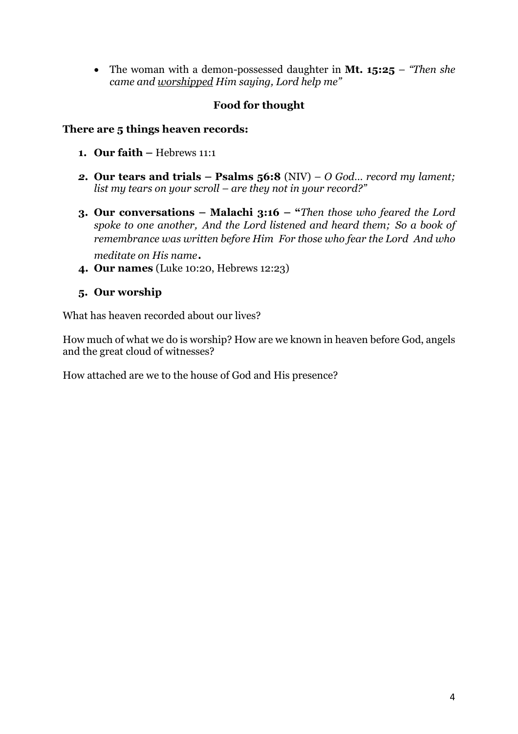- The woman with a demon-possessed daughter in **Mt. 15:25** – *"Then she came and <u>worshipped</u> Him saying, Lord help me"*

**Food for thought**

**There are 5 things heaven records:**

1. **Our faith –** Hebrews 11:1
2. **Our tears and trials – Psalms 56:8** (NIV) – *O God… record my lament; list my tears on your scroll – are they not in your record?"*
3. **Our conversations – Malachi 3:16 – "***Then those who feared the Lord spoke to one another, And the Lord listened and heard them; So a book of remembrance was written before Him For those who fear the Lord And who meditate on His name***.**
4. **Our names** (Luke 10:20, Hebrews 12:23)
5. **Our worship**

What has heaven recorded about our lives?

How much of what we do is worship? How are we known in heaven before God, angels and the great cloud of witnesses?

How attached are we to the house of God and His presence?